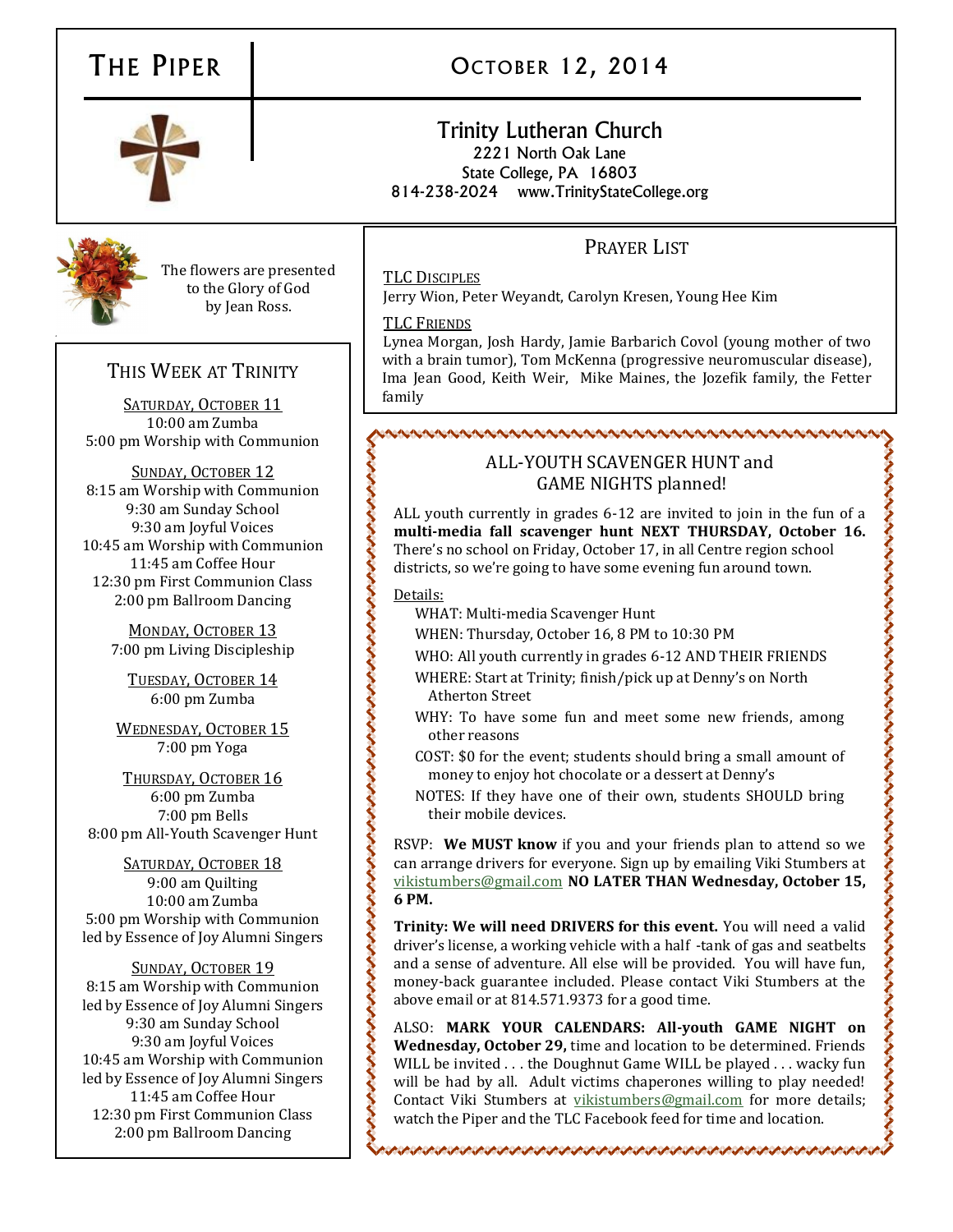# The Piper

## October 12, 2014

**Trinity Lutheran Church**
2221 North Oak Lane
State College, PA 16803
814-238-2024 www.TrinityStateCollege.org

The flowers are presented to the Glory of God by Jean Ross.

## This Week at Trinity

**Saturday, October 11**
10:00 am Zumba
5:00 pm Worship with Communion

**Sunday, October 12**
8:15 am Worship with Communion
9:30 am Sunday School
9:30 am Joyful Voices
10:45 am Worship with Communion
11:45 am Coffee Hour
12:30 pm First Communion Class
2:00 pm Ballroom Dancing

**Monday, October 13**
7:00 pm Living Discipleship

**Tuesday, October 14**
6:00 pm Zumba

**Wednesday, October 15**
7:00 pm Yoga

**Thursday, October 16**
6:00 pm Zumba
7:00 pm Bells
8:00 pm All-Youth Scavenger Hunt

**Saturday, October 18**
9:00 am Quilting
10:00 am Zumba
5:00 pm Worship with Communion led by Essence of Joy Alumni Singers

**Sunday, October 19**
8:15 am Worship with Communion led by Essence of Joy Alumni Singers
9:30 am Sunday School
9:30 am Joyful Voices
10:45 am Worship with Communion led by Essence of Joy Alumni Singers
11:45 am Coffee Hour
12:30 pm First Communion Class
2:00 pm Ballroom Dancing

## Prayer List

**TLC Disciples**
Jerry Wion, Peter Weyandt, Carolyn Kresen, Young Hee Kim

**TLC Friends**
Lynea Morgan, Josh Hardy, Jamie Barbarich Covol (young mother of two with a brain tumor), Tom McKenna (progressive neuromuscular disease), Ima Jean Good, Keith Weir, Mike Maines, the Jozefik family, the Fetter family

## ALL-YOUTH SCAVENGER HUNT and GAME NIGHTS planned!

ALL youth currently in grades 6-12 are invited to join in the fun of a **multi-media fall scavenger hunt NEXT THURSDAY, October 16.** There's no school on Friday, October 17, in all Centre region school districts, so we're going to have some evening fun around town.

Details:

- WHAT: Multi-media Scavenger Hunt
- WHEN: Thursday, October 16, 8 PM to 10:30 PM
- WHO: All youth currently in grades 6-12 AND THEIR FRIENDS
- WHERE: Start at Trinity; finish/pick up at Denny's on North Atherton Street
- WHY: To have some fun and meet some new friends, among other reasons
- COST: $0 for the event; students should bring a small amount of money to enjoy hot chocolate or a dessert at Denny's
- NOTES: If they have one of their own, students SHOULD bring their mobile devices.

RSVP: **We MUST know** if you and your friends plan to attend so we can arrange drivers for everyone. Sign up by emailing Viki Stumbers at vikistumbers@gmail.com **NO LATER THAN Wednesday, October 15, 6 PM.**

**Trinity: We will need DRIVERS for this event.** You will need a valid driver's license, a working vehicle with a half -tank of gas and seatbelts and a sense of adventure. All else will be provided. You will have fun, money-back guarantee included. Please contact Viki Stumbers at the above email or at 814.571.9373 for a good time.

ALSO: **MARK YOUR CALENDARS: All-youth GAME NIGHT on Wednesday, October 29,** time and location to be determined. Friends WILL be invited . . . the Doughnut Game WILL be played . . . wacky fun will be had by all. Adult victims chaperones willing to play needed! Contact Viki Stumbers at vikistumbers@gmail.com for more details; watch the Piper and the TLC Facebook feed for time and location.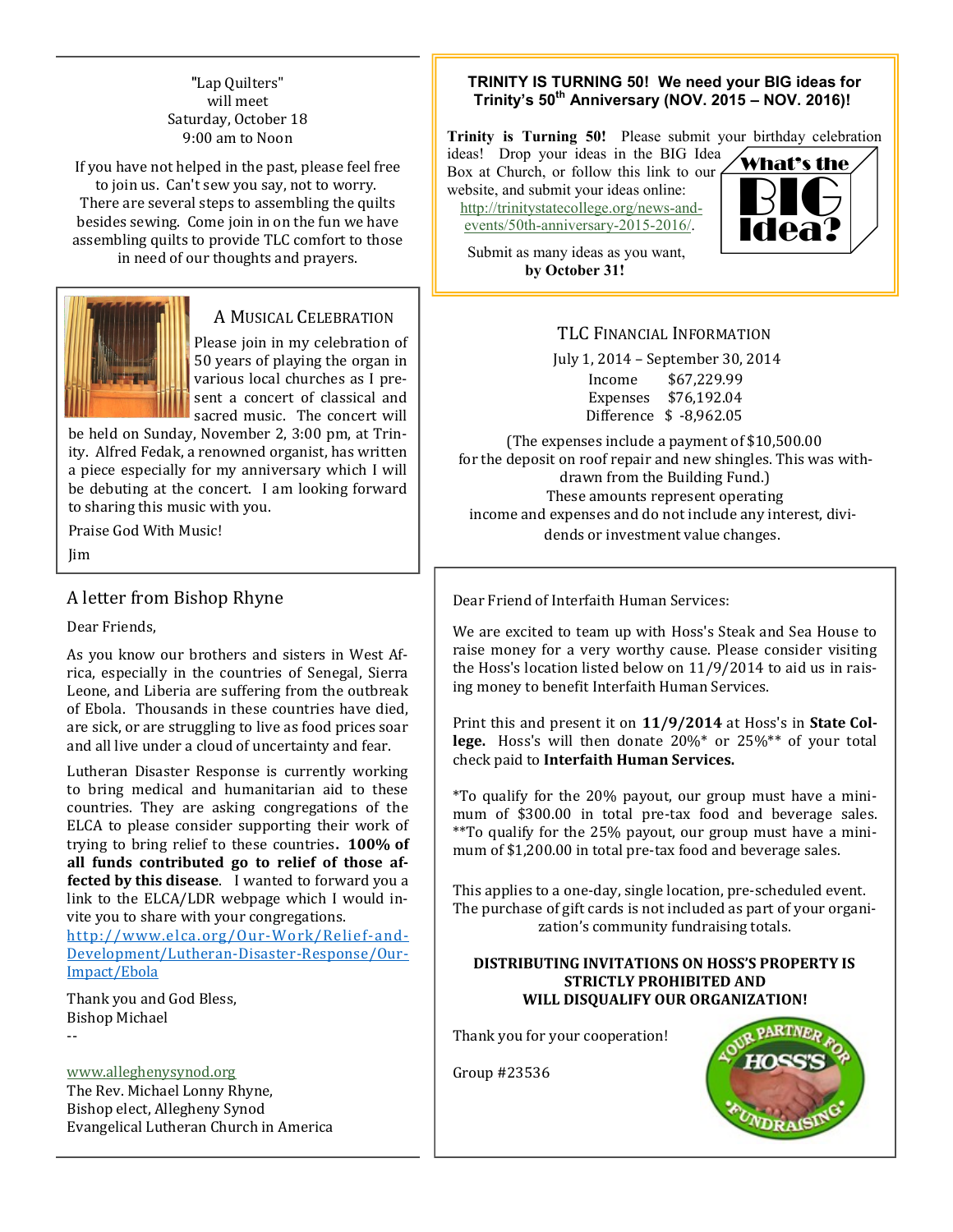"Lap Quilters"
will meet
Saturday, October 18
9:00 am to Noon

If you have not helped in the past, please feel free to join us. Can't sew you say, not to worry. There are several steps to assembling the quilts besides sewing. Come join in on the fun we have assembling quilts to provide TLC comfort to those in need of our thoughts and prayers.

## A Musical Celebration

Please join in my celebration of 50 years of playing the organ in various local churches as I present a concert of classical and sacred music. The concert will be held on Sunday, November 2, 3:00 pm, at Trinity. Alfred Fedak, a renowned organist, has written a piece especially for my anniversary which I will be debuting at the concert. I am looking forward to sharing this music with you.

Praise God With Music!

Jim

## A letter from Bishop Rhyne

Dear Friends,

As you know our brothers and sisters in West Africa, especially in the countries of Senegal, Sierra Leone, and Liberia are suffering from the outbreak of Ebola. Thousands in these countries have died, are sick, or are struggling to live as food prices soar and all live under a cloud of uncertainty and fear.

Lutheran Disaster Response is currently working to bring medical and humanitarian aid to these countries. They are asking congregations of the ELCA to please consider supporting their work of trying to bring relief to these countries**. 100% of all funds contributed go to relief of those affected by this disease**. I wanted to forward you a link to the ELCA/LDR webpage which I would invite you to share with your congregations. http://www.elca.org/Our-Work/Relief-and-Development/Lutheran-Disaster-Response/Our-Impact/Ebola

Thank you and God Bless,
Bishop Michael
--

www.alleghenysynod.org
The Rev. Michael Lonny Rhyne,
Bishop elect, Allegheny Synod
Evangelical Lutheran Church in America

## TRINITY IS TURNING 50! We need your BIG ideas for Trinity's 50th Anniversary (NOV. 2015 – NOV. 2016)!

**Trinity is Turning 50!** Please submit your birthday celebration ideas! Drop your ideas in the BIG Idea Box at Church, or follow this link to our website, and submit your ideas online: http://trinitystatecollege.org/news-and-events/50th-anniversary-2015-2016/.

What's the BIG Idea?

Submit as many ideas as you want, **by October 31!**

## TLC Financial Information

July 1, 2014 – September 30, 2014

| | |
|---|---|
| Income | $67,229.99 |
| Expenses | $76,192.04 |
| Difference | $ -8,962.05 |

(The expenses include a payment of $10,500.00 for the deposit on roof repair and new shingles. This was withdrawn from the Building Fund.)
These amounts represent operating income and expenses and do not include any interest, dividends or investment value changes.

Dear Friend of Interfaith Human Services:

We are excited to team up with Hoss's Steak and Sea House to raise money for a very worthy cause. Please consider visiting the Hoss's location listed below on 11/9/2014 to aid us in raising money to benefit Interfaith Human Services.

Print this and present it on **11/9/2014** at Hoss's in **State College.** Hoss's will then donate 20%* or 25%** of your total check paid to **Interfaith Human Services.**

*To qualify for the 20% payout, our group must have a minimum of $300.00 in total pre-tax food and beverage sales. **To qualify for the 25% payout, our group must have a minimum of $1,200.00 in total pre-tax food and beverage sales.

This applies to a one-day, single location, pre-scheduled event. The purchase of gift cards is not included as part of your organization's community fundraising totals.

**DISTRIBUTING INVITATIONS ON HOSS'S PROPERTY IS STRICTLY PROHIBITED AND WILL DISQUALIFY OUR ORGANIZATION!**

Thank you for your cooperation!

Group #23536

YOUR PARTNER FOR HOSS'S FUNDRAISING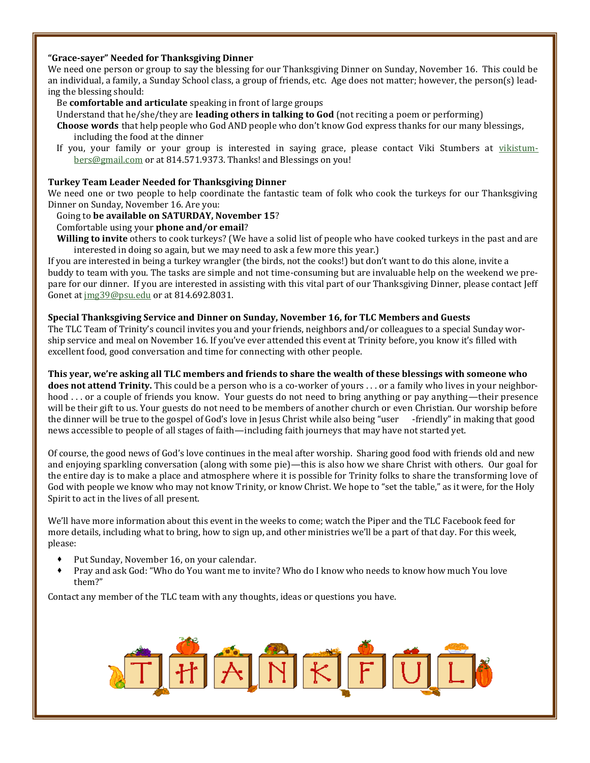**"Grace-sayer" Needed for Thanksgiving Dinner**

We need one person or group to say the blessing for our Thanksgiving Dinner on Sunday, November 16. This could be an individual, a family, a Sunday School class, a group of friends, etc. Age does not matter; however, the person(s) leading the blessing should:

- Be **comfortable and articulate** speaking in front of large groups
- Understand that he/she/they are **leading others in talking to God** (not reciting a poem or performing)
- **Choose words** that help people who God AND people who don't know God express thanks for our many blessings, including the food at the dinner
- If you, your family or your group is interested in saying grace, please contact Viki Stumbers at vikistumbers@gmail.com or at 814.571.9373. Thanks! and Blessings on you!

**Turkey Team Leader Needed for Thanksgiving Dinner**

We need one or two people to help coordinate the fantastic team of folk who cook the turkeys for our Thanksgiving Dinner on Sunday, November 16. Are you:

- Going to **be available on SATURDAY, November 15**?
- Comfortable using your **phone and/or email**?
- **Willing to invite** others to cook turkeys? (We have a solid list of people who have cooked turkeys in the past and are interested in doing so again, but we may need to ask a few more this year.)

If you are interested in being a turkey wrangler (the birds, not the cooks!) but don't want to do this alone, invite a buddy to team with you. The tasks are simple and not time-consuming but are invaluable help on the weekend we prepare for our dinner. If you are interested in assisting with this vital part of our Thanksgiving Dinner, please contact Jeff Gonet at jmg39@psu.edu or at 814.692.8031.

**Special Thanksgiving Service and Dinner on Sunday, November 16, for TLC Members and Guests**

The TLC Team of Trinity's council invites you and your friends, neighbors and/or colleagues to a special Sunday worship service and meal on November 16. If you've ever attended this event at Trinity before, you know it's filled with excellent food, good conversation and time for connecting with other people.

**This year, we're asking all TLC members and friends to share the wealth of these blessings with someone who does not attend Trinity.** This could be a person who is a co-worker of yours . . . or a family who lives in your neighborhood . . . or a couple of friends you know. Your guests do not need to bring anything or pay anything—their presence will be their gift to us. Your guests do not need to be members of another church or even Christian. Our worship before the dinner will be true to the gospel of God's love in Jesus Christ while also being "user -friendly" in making that good news accessible to people of all stages of faith—including faith journeys that may have not started yet.

Of course, the good news of God's love continues in the meal after worship. Sharing good food with friends old and new and enjoying sparkling conversation (along with some pie)—this is also how we share Christ with others. Our goal for the entire day is to make a place and atmosphere where it is possible for Trinity folks to share the transforming love of God with people we know who may not know Trinity, or know Christ. We hope to "set the table," as it were, for the Holy Spirit to act in the lives of all present.

We'll have more information about this event in the weeks to come; watch the Piper and the TLC Facebook feed for more details, including what to bring, how to sign up, and other ministries we'll be a part of that day. For this week, please:

- Put Sunday, November 16, on your calendar.
- Pray and ask God: "Who do You want me to invite? Who do I know who needs to know how much You love them?"

Contact any member of the TLC team with any thoughts, ideas or questions you have.

THANKFUL